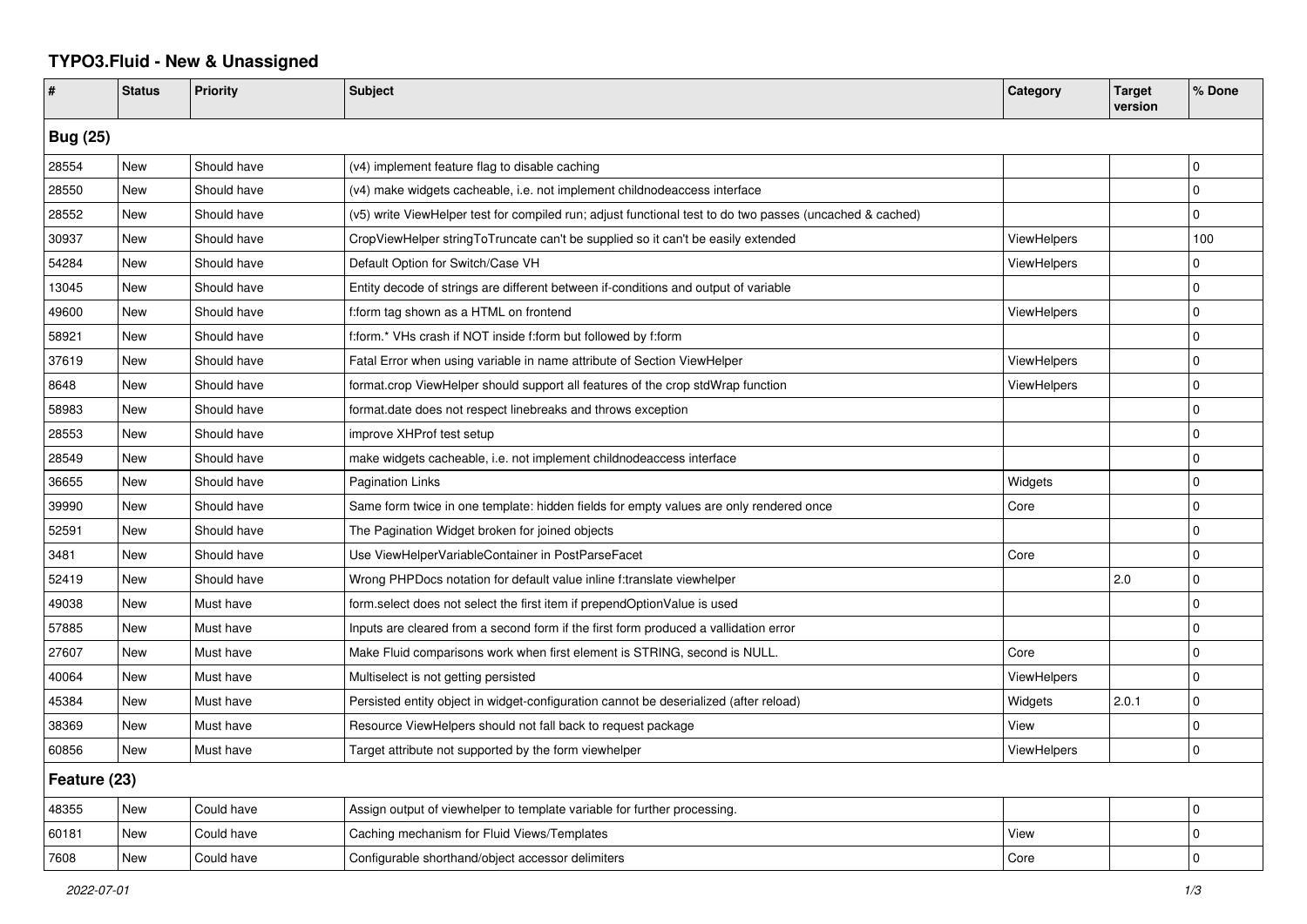# TYPO3.Fluid - New & Unassigned

| # | Status | Priority | Subject | Category | Target version | % Done |
|---|---|---|---|---|---|---|
| **Bug (25)** | | | | | | |
| 28554 | New | Should have | (v4) implement feature flag to disable caching | | | 0 |
| 28550 | New | Should have | (v4) make widgets cacheable, i.e. not implement childnodeaccess interface | | | 0 |
| 28552 | New | Should have | (v5) write ViewHelper test for compiled run; adjust functional test to do two passes (uncached & cached) | | | 0 |
| 30937 | New | Should have | CropViewHelper stringToTruncate can't be supplied so it can't be easily extended | ViewHelpers | | 100 |
| 54284 | New | Should have | Default Option for Switch/Case VH | ViewHelpers | | 0 |
| 13045 | New | Should have | Entity decode of strings are different between if-conditions and output of variable | | | 0 |
| 49600 | New | Should have | f:form tag shown as a HTML on frontend | ViewHelpers | | 0 |
| 58921 | New | Should have | f:form.* VHs crash if NOT inside f:form but followed by f:form | | | 0 |
| 37619 | New | Should have | Fatal Error when using variable in name attribute of Section ViewHelper | ViewHelpers | | 0 |
| 8648 | New | Should have | format.crop ViewHelper should support all features of the crop stdWrap function | ViewHelpers | | 0 |
| 58983 | New | Should have | format.date does not respect linebreaks and throws exception | | | 0 |
| 28553 | New | Should have | improve XHProf test setup | | | 0 |
| 28549 | New | Should have | make widgets cacheable, i.e. not implement childnodeaccess interface | | | 0 |
| 36655 | New | Should have | Pagination Links | Widgets | | 0 |
| 39990 | New | Should have | Same form twice in one template: hidden fields for empty values are only rendered once | Core | | 0 |
| 52591 | New | Should have | The Pagination Widget broken for joined objects | | | 0 |
| 3481 | New | Should have | Use ViewHelperVariableContainer in PostParseFacet | Core | | 0 |
| 52419 | New | Should have | Wrong PHPDocs notation for default value inline f:translate viewhelper | | 2.0 | 0 |
| 49038 | New | Must have | form.select does not select the first item if prependOptionValue is used | | | 0 |
| 57885 | New | Must have | Inputs are cleared from a second form if the first form produced a vallidation error | | | 0 |
| 27607 | New | Must have | Make Fluid comparisons work when first element is STRING, second is NULL. | Core | | 0 |
| 40064 | New | Must have | Multiselect is not getting persisted | ViewHelpers | | 0 |
| 45384 | New | Must have | Persisted entity object in widget-configuration cannot be deserialized (after reload) | Widgets | 2.0.1 | 0 |
| 38369 | New | Must have | Resource ViewHelpers should not fall back to request package | View | | 0 |
| 60856 | New | Must have | Target attribute not supported by the form viewhelper | ViewHelpers | | 0 |
| **Feature (23)** | | | | | | |
| 48355 | New | Could have | Assign output of viewhelper to template variable for further processing. | | | 0 |
| 60181 | New | Could have | Caching mechanism for Fluid Views/Templates | View | | 0 |
| 7608 | New | Could have | Configurable shorthand/object accessor delimiters | Core | | 0 |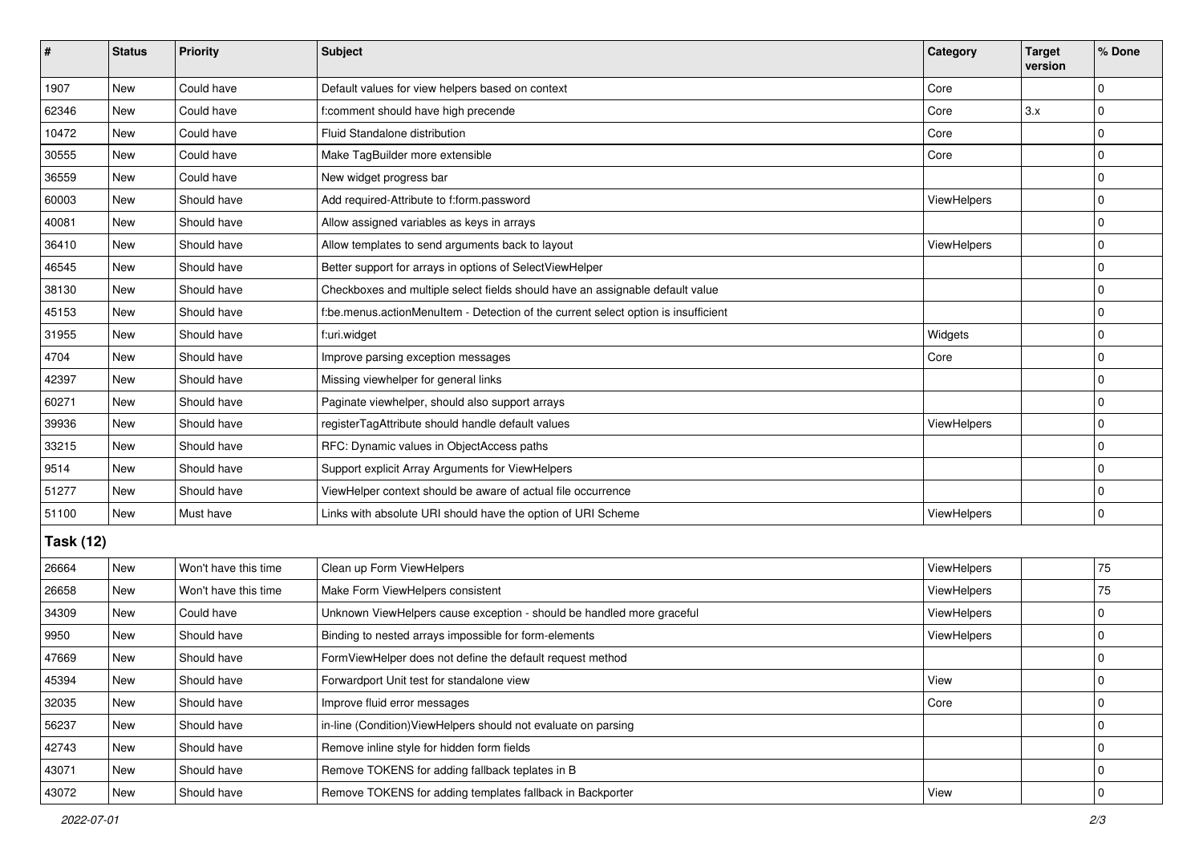| # | Status | Priority | Subject | Category | Target version | % Done |
|---|---|---|---|---|---|---|
| 1907 | New | Could have | Default values for view helpers based on context | Core | | 0 |
| 62346 | New | Could have | f:comment should have high precende | Core | 3.x | 0 |
| 10472 | New | Could have | Fluid Standalone distribution | Core | | 0 |
| 30555 | New | Could have | Make TagBuilder more extensible | Core | | 0 |
| 36559 | New | Could have | New widget progress bar | | | 0 |
| 60003 | New | Should have | Add required-Attribute to f:form.password | ViewHelpers | | 0 |
| 40081 | New | Should have | Allow assigned variables as keys in arrays | | | 0 |
| 36410 | New | Should have | Allow templates to send arguments back to layout | ViewHelpers | | 0 |
| 46545 | New | Should have | Better support for arrays in options of SelectViewHelper | | | 0 |
| 38130 | New | Should have | Checkboxes and multiple select fields should have an assignable default value | | | 0 |
| 45153 | New | Should have | f:be.menus.actionMenuItem - Detection of the current select option is insufficient | | | 0 |
| 31955 | New | Should have | f:uri.widget | Widgets | | 0 |
| 4704 | New | Should have | Improve parsing exception messages | Core | | 0 |
| 42397 | New | Should have | Missing viewhelper for general links | | | 0 |
| 60271 | New | Should have | Paginate viewhelper, should also support arrays | | | 0 |
| 39936 | New | Should have | registerTagAttribute should handle default values | ViewHelpers | | 0 |
| 33215 | New | Should have | RFC: Dynamic values in ObjectAccess paths | | | 0 |
| 9514 | New | Should have | Support explicit Array Arguments for ViewHelpers | | | 0 |
| 51277 | New | Should have | ViewHelper context should be aware of actual file occurrence | | | 0 |
| 51100 | New | Must have | Links with absolute URI should have the option of URI Scheme | ViewHelpers | | 0 |
| **Task (12)** | | | | | | |
| 26664 | New | Won't have this time | Clean up Form ViewHelpers | ViewHelpers | | 75 |
| 26658 | New | Won't have this time | Make Form ViewHelpers consistent | ViewHelpers | | 75 |
| 34309 | New | Could have | Unknown ViewHelpers cause exception - should be handled more graceful | ViewHelpers | | 0 |
| 9950 | New | Should have | Binding to nested arrays impossible for form-elements | ViewHelpers | | 0 |
| 47669 | New | Should have | FormViewHelper does not define the default request method | | | 0 |
| 45394 | New | Should have | Forwardport Unit test for standalone view | View | | 0 |
| 32035 | New | Should have | Improve fluid error messages | Core | | 0 |
| 56237 | New | Should have | in-line (Condition)ViewHelpers should not evaluate on parsing | | | 0 |
| 42743 | New | Should have | Remove inline style for hidden form fields | | | 0 |
| 43071 | New | Should have | Remove TOKENS for adding fallback teplates in B | | | 0 |
| 43072 | New | Should have | Remove TOKENS for adding templates fallback in Backporter | View | | 0 |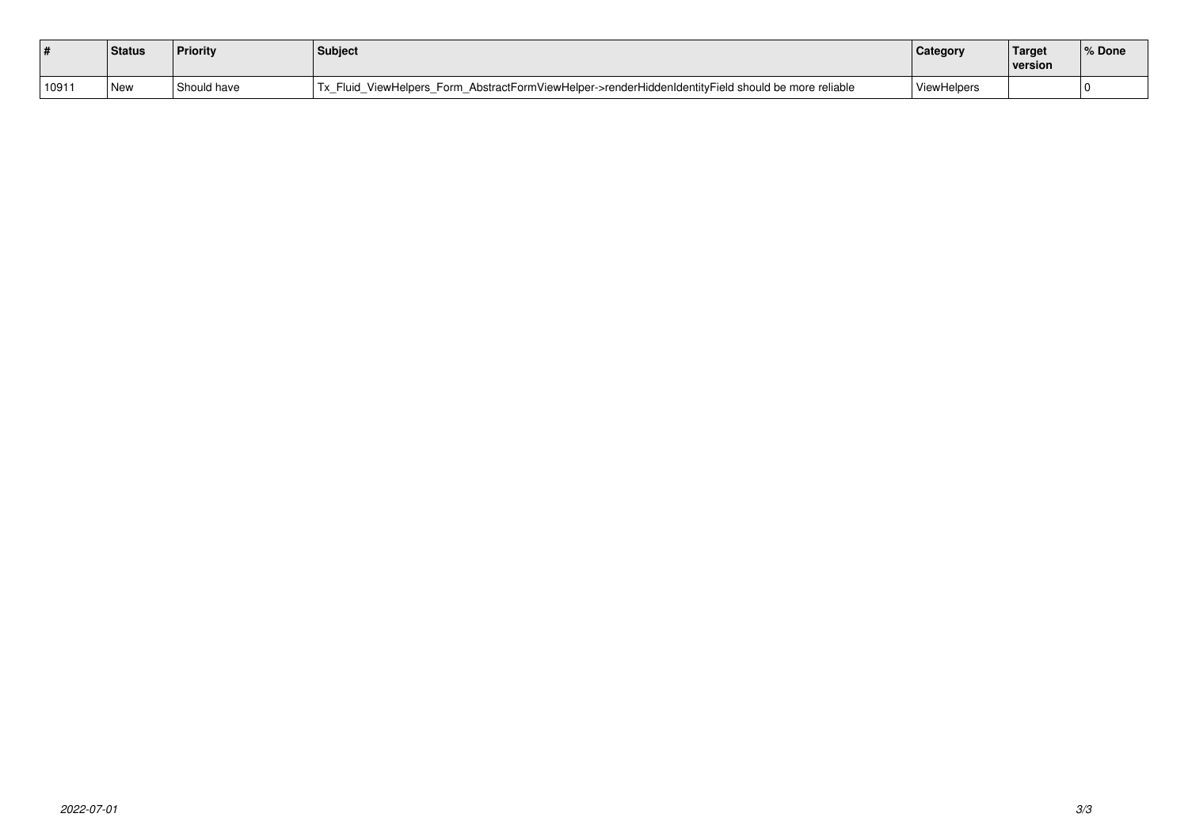| # | Status | Priority | Subject | Category | Target version | % Done |
|---|---|---|---|---|---|---|
| 10911 | New | Should have | Tx_Fluid_ViewHelpers_Form_AbstractFormViewHelper->renderHiddenIdentityField should be more reliable | ViewHelpers | | 0 |